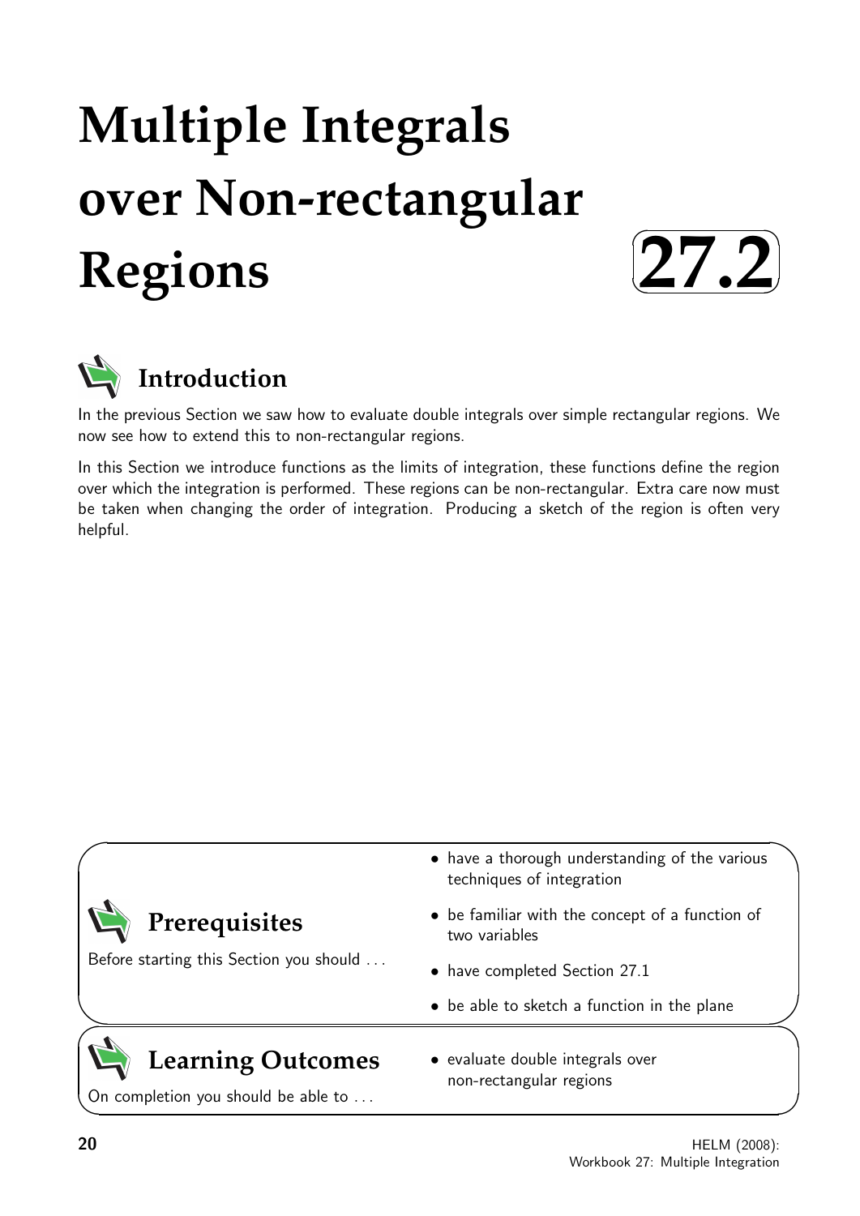# Multiple Integrals over Non-rectangular Regions

**27.2**

## Introduction

In the previous Section we saw how to evaluate double integrals over simple rectangular regions. We now see how to extend this to non-rectangular regions.

In this Section we introduce functions as the limits of integration, these functions define the region over which the integration is performed. These regions can be non-rectangular. Extra care now must be taken when changing the order of integration. Producing a sketch of the region is often very helpful.

## Prerequisites

Before starting this Section you should ...

- have a thorough understanding of the various techniques of integration
- be familiar with the concept of a function of two variables
- have completed Section 27.1
- be able to sketch a function in the plane

## Learning Outcomes

On completion you should be able to ...

- evaluate double integrals over non-rectangular regions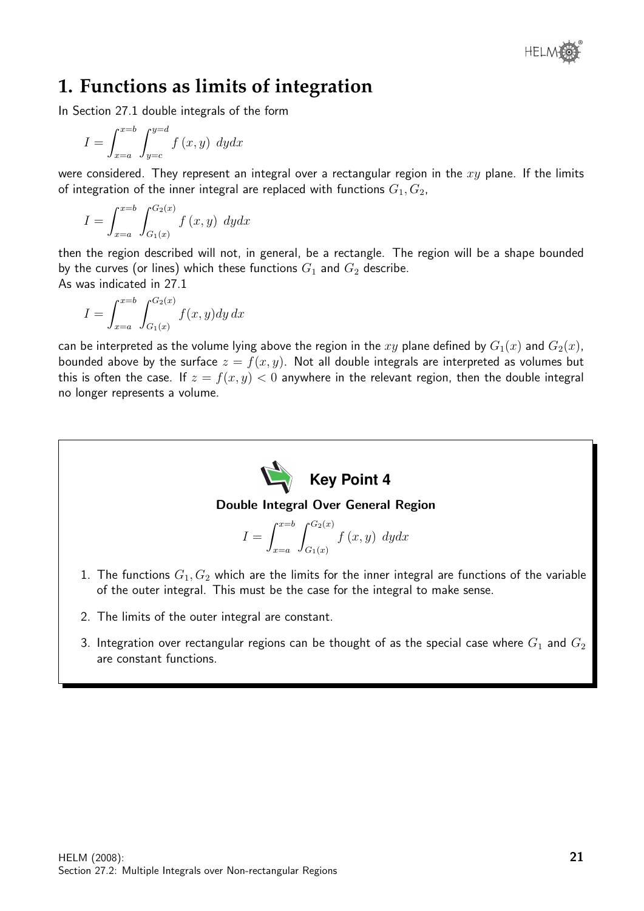# 1. Functions as limits of integration

In Section 27.1 double integrals of the form

$$I = \int_{x=a}^{x=b} \int_{y=c}^{y=d} f(x,y)\ dydx$$

were considered. They represent an integral over a rectangular region in the $xy$ plane. If the limits of integration of the inner integral are replaced with functions $G_1, G_2$,

$$I = \int_{x=a}^{x=b} \int_{G_1(x)}^{G_2(x)} f(x,y)\ dydx$$

then the region described will not, in general, be a rectangle. The region will be a shape bounded by the curves (or lines) which these functions $G_1$ and $G_2$ describe.
As was indicated in 27.1

$$I = \int_{x=a}^{x=b} \int_{G_1(x)}^{G_2(x)} f(x,y)dy\,dx$$

can be interpreted as the volume lying above the region in the $xy$ plane defined by $G_1(x)$ and $G_2(x)$, bounded above by the surface $z = f(x,y)$. Not all double integrals are interpreted as volumes but this is often the case. If $z = f(x,y) < 0$ anywhere in the relevant region, then the double integral no longer represents a volume.

**Key Point 4**

**Double Integral Over General Region**

$$I = \int_{x=a}^{x=b} \int_{G_1(x)}^{G_2(x)} f(x,y)\ dydx$$

1. The functions $G_1, G_2$ which are the limits for the inner integral are functions of the variable of the outer integral. This must be the case for the integral to make sense.
2. The limits of the outer integral are constant.
3. Integration over rectangular regions can be thought of as the special case where $G_1$ and $G_2$ are constant functions.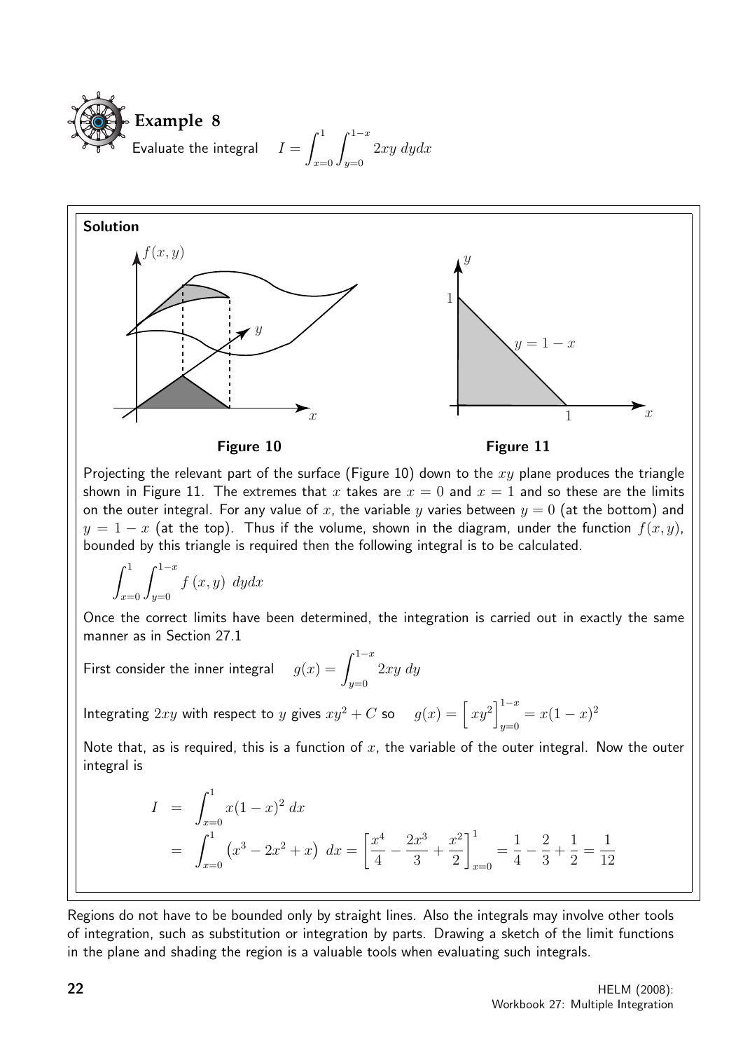## Example 8

Evaluate the integral $I = \displaystyle\int_{x=0}^{1}\int_{y=0}^{1-x} 2xy\ dydx$

**Solution**

Figure 10 Figure 11

Projecting the relevant part of the surface (Figure 10) down to the $xy$ plane produces the triangle shown in Figure 11. The extremes that $x$ takes are $x = 0$ and $x = 1$ and so these are the limits on the outer integral. For any value of $x$, the variable $y$ varies between $y = 0$ (at the bottom) and $y = 1 - x$ (at the top). Thus if the volume, shown in the diagram, under the function $f(x, y)$, bounded by this triangle is required then the following integral is to be calculated.

$$\int_{x=0}^{1}\int_{y=0}^{1-x} f(x, y)\ dydx$$

Once the correct limits have been determined, the integration is carried out in exactly the same manner as in Section 27.1

First consider the inner integral $\quad g(x) = \displaystyle\int_{y=0}^{1-x} 2xy\ dy$

Integrating $2xy$ with respect to $y$ gives $xy^2 + C$ so $\quad g(x) = \Big[\, xy^2 \Big]_{y=0}^{1-x} = x(1-x)^2$

Note that, as is required, this is a function of $x$, the variable of the outer integral. Now the outer integral is

$$\begin{aligned} I &= \int_{x=0}^{1} x(1-x)^2\ dx \\ &= \int_{x=0}^{1} \left(x^3 - 2x^2 + x\right)\ dx = \left[\frac{x^4}{4} - \frac{2x^3}{3} + \frac{x^2}{2}\right]_{x=0}^{1} = \frac{1}{4} - \frac{2}{3} + \frac{1}{2} = \frac{1}{12} \end{aligned}$$

Regions do not have to be bounded only by straight lines. Also the integrals may involve other tools of integration, such as substitution or integration by parts. Drawing a sketch of the limit functions in the plane and shading the region is a valuable tools when evaluating such integrals.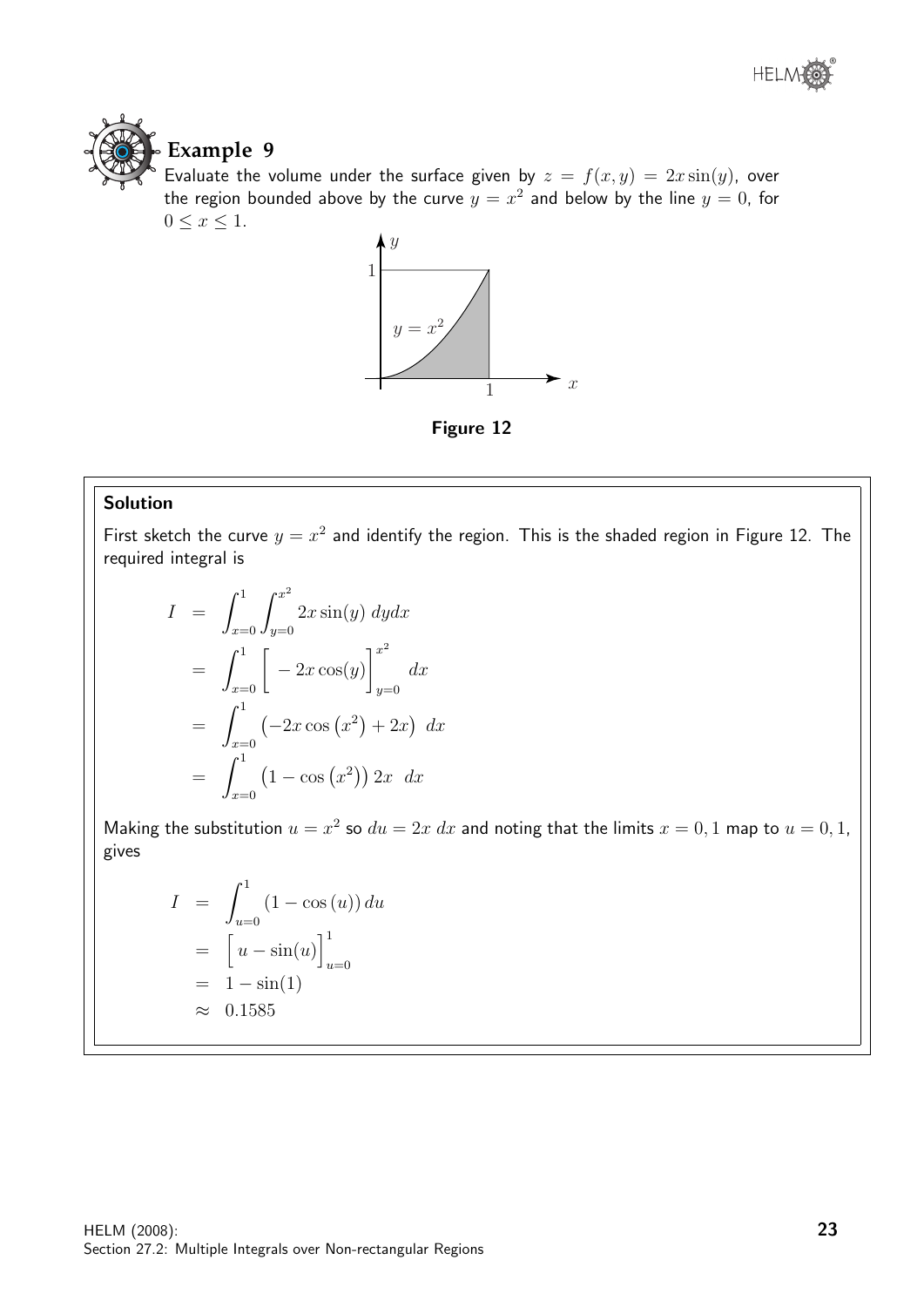## Example 9

Evaluate the volume under the surface given by $z = f(x, y) = 2x\sin(y)$, over the region bounded above by the curve $y = x^2$ and below by the line $y = 0$, for $0 \leq x \leq 1$.

**Figure 12**

**Solution**

First sketch the curve $y = x^2$ and identify the region. This is the shaded region in Figure 12. The required integral is

$$
\begin{aligned}
I &= \int_{x=0}^{1}\int_{y=0}^{x^2} 2x\sin(y)\,dydx \\
&= \int_{x=0}^{1}\left[-2x\cos(y)\right]_{y=0}^{x^2} dx \\
&= \int_{x=0}^{1}\left(-2x\cos\left(x^2\right)+2x\right)\,dx \\
&= \int_{x=0}^{1}\left(1-\cos\left(x^2\right)\right)2x\,\,dx
\end{aligned}
$$

Making the substitution $u = x^2$ so $du = 2x\;dx$ and noting that the limits $x = 0, 1$ map to $u = 0, 1$, gives

$$
\begin{aligned}
I &= \int_{u=0}^{1}\left(1-\cos\left(u\right)\right)du \\
&= \Big[u-\sin(u)\Big]_{u=0}^{1} \\
&= 1-\sin(1) \\
&\approx 0.1585
\end{aligned}
$$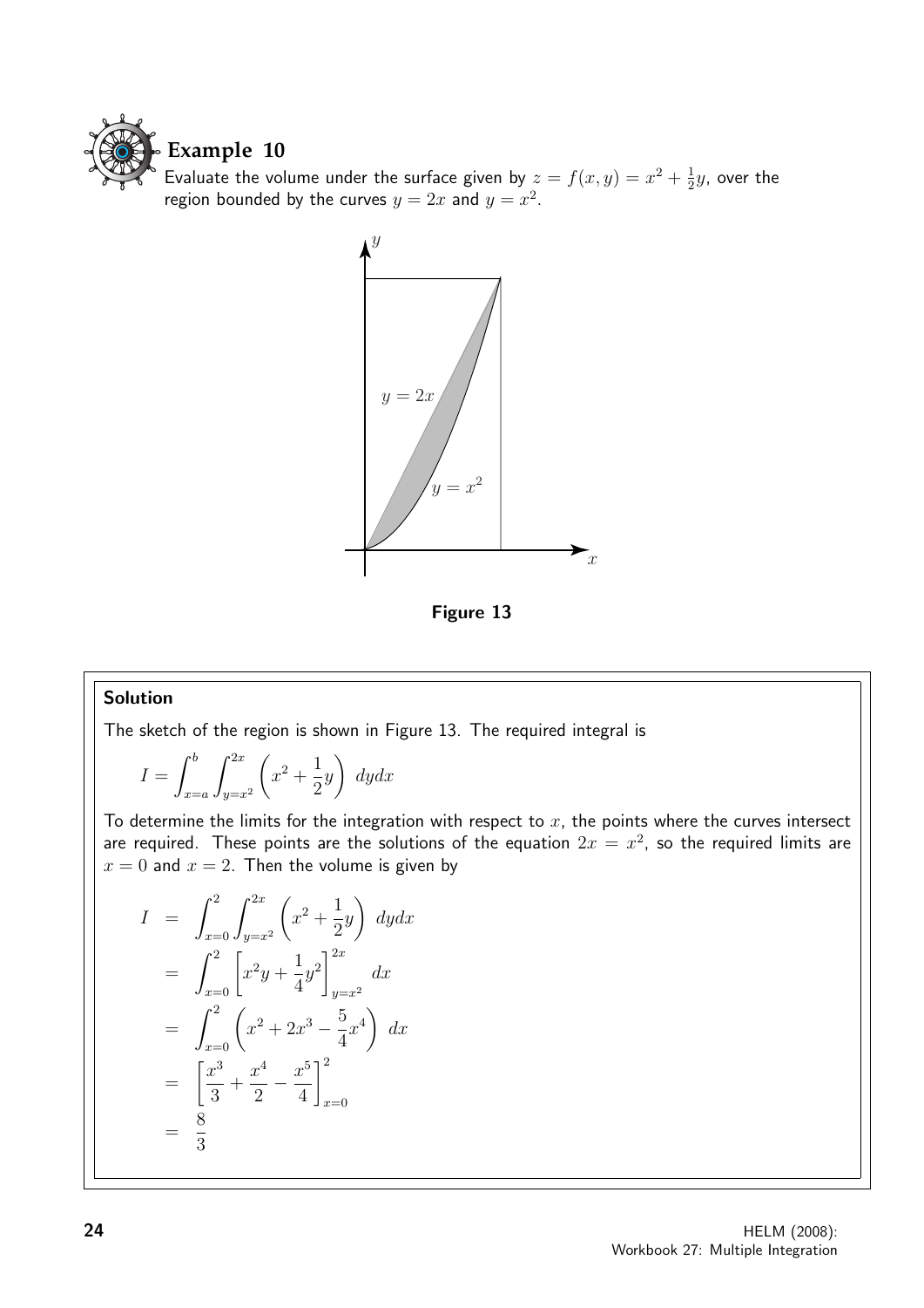## Example 10

Evaluate the volume under the surface given by $z = f(x,y) = x^2 + \frac{1}{2}y$, over the region bounded by the curves $y = 2x$ and $y = x^2$.

Figure 13

### Solution

The sketch of the region is shown in Figure 13. The required integral is

$$I = \int_{x=a}^{b} \int_{y=x^2}^{2x} \left( x^2 + \frac{1}{2}y \right) \, dydx$$

To determine the limits for the integration with respect to $x$, the points where the curves intersect are required. These points are the solutions of the equation $2x = x^2$, so the required limits are $x = 0$ and $x = 2$. Then the volume is given by

$$\begin{aligned}
I &= \int_{x=0}^{2} \int_{y=x^2}^{2x} \left( x^2 + \frac{1}{2}y \right) \, dydx \\
&= \int_{x=0}^{2} \left[ x^2 y + \frac{1}{4}y^2 \right]_{y=x^2}^{2x} \, dx \\
&= \int_{x=0}^{2} \left( x^2 + 2x^3 - \frac{5}{4}x^4 \right) \, dx \\
&= \left[ \frac{x^3}{3} + \frac{x^4}{2} - \frac{x^5}{4} \right]_{x=0}^{2} \\
&= \frac{8}{3}
\end{aligned}$$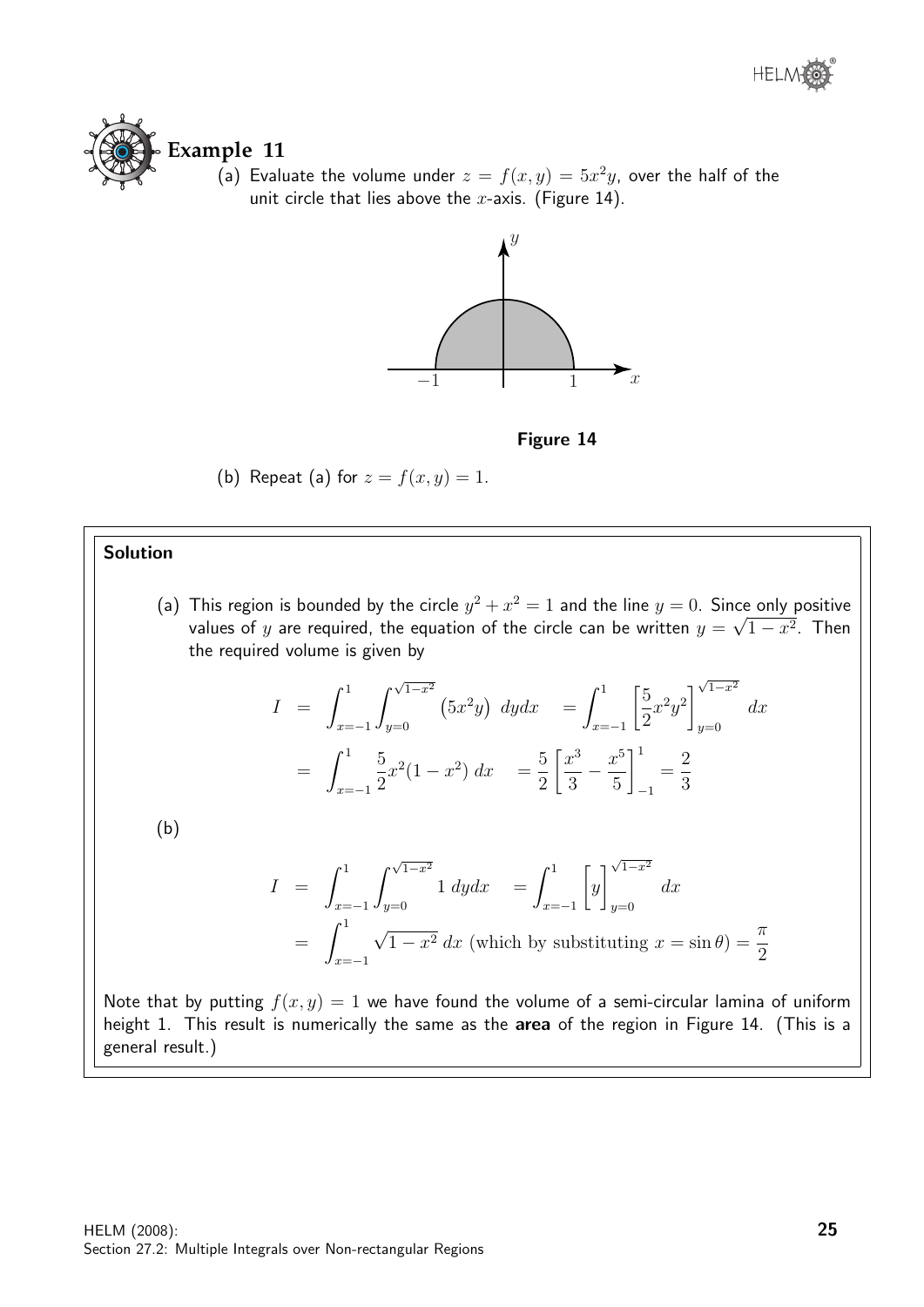## Example 11

(a) Evaluate the volume under $z = f(x, y) = 5x^2y$, over the half of the unit circle that lies above the $x$-axis. (Figure 14).

**Figure 14**

(b) Repeat (a) for $z = f(x, y) = 1$.

---

**Solution**

(a) This region is bounded by the circle $y^2 + x^2 = 1$ and the line $y = 0$. Since only positive values of $y$ are required, the equation of the circle can be written $y = \sqrt{1 - x^2}$. Then the required volume is given by

$$
\begin{aligned}
I &= \int_{x=-1}^{1} \int_{y=0}^{\sqrt{1-x^2}} \left(5x^2y\right)\, dydx \quad = \int_{x=-1}^{1} \left[\frac{5}{2}x^2y^2\right]_{y=0}^{\sqrt{1-x^2}} dx \\
&= \int_{x=-1}^{1} \frac{5}{2}x^2(1 - x^2)\, dx \quad = \frac{5}{2}\left[\frac{x^3}{3} - \frac{x^5}{5}\right]_{-1}^{1} = \frac{2}{3}
\end{aligned}
$$

(b)

$$
\begin{aligned}
I &= \int_{x=-1}^{1} \int_{y=0}^{\sqrt{1-x^2}} 1\, dydx \quad = \int_{x=-1}^{1} \left[y\right]_{y=0}^{\sqrt{1-x^2}} dx \\
&= \int_{x=-1}^{1} \sqrt{1 - x^2}\, dx \text{ (which by substituting } x = \sin\theta) = \frac{\pi}{2}
\end{aligned}
$$

Note that by putting $f(x, y) = 1$ we have found the volume of a semi-circular lamina of uniform height 1. This result is numerically the same as the **area** of the region in Figure 14. (This is a general result.)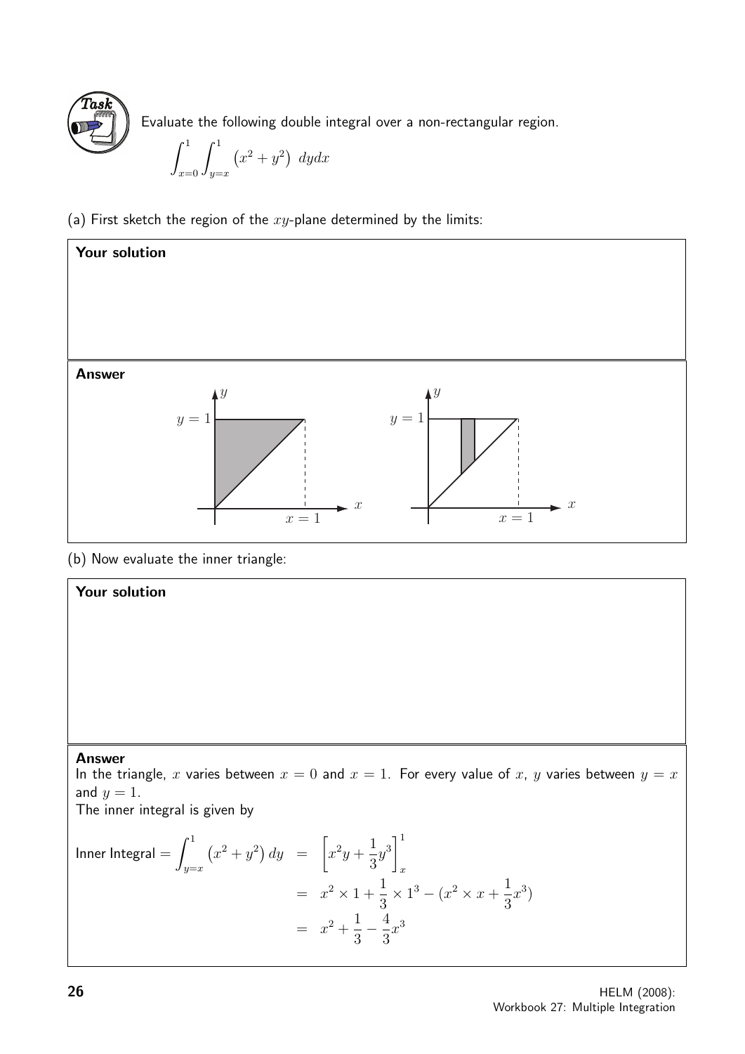**Task**

Evaluate the following double integral over a non-rectangular region.

$$\int_{x=0}^{1}\int_{y=x}^{1}\left(x^2+y^2\right)\,dydx$$

(a) First sketch the region of the $xy$-plane determined by the limits:

**Your solution**

**Answer**

(b) Now evaluate the inner triangle:

**Your solution**

**Answer**

In the triangle, $x$ varies between $x = 0$ and $x = 1$. For every value of $x$, $y$ varies between $y = x$ and $y = 1$.

The inner integral is given by

$$\begin{aligned}
\text{Inner Integral} = \int_{y=x}^{1}\left(x^2+y^2\right)dy &= \left[x^2y+\frac{1}{3}y^3\right]_x^1 \\
&= x^2\times 1+\frac{1}{3}\times 1^3-(x^2\times x+\frac{1}{3}x^3) \\
&= x^2+\frac{1}{3}-\frac{4}{3}x^3
\end{aligned}$$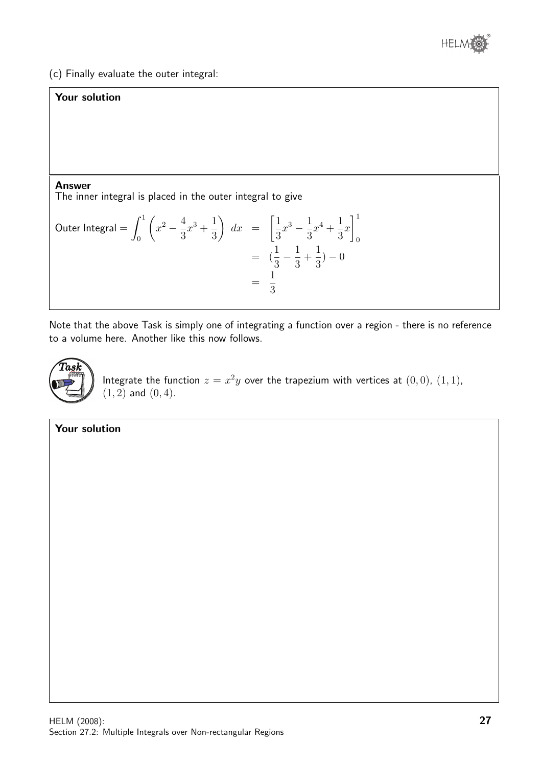(c) Finally evaluate the outer integral:

**Your solution**

**Answer**

The inner integral is placed in the outer integral to give

$$\text{Outer Integral} = \int_0^1 \left( x^2 - \frac{4}{3}x^3 + \frac{1}{3} \right) \, dx = \left[ \frac{1}{3}x^3 - \frac{1}{3}x^4 + \frac{1}{3}x \right]_0^1$$

$$= (\frac{1}{3} - \frac{1}{3} + \frac{1}{3}) - 0$$

$$= \frac{1}{3}$$

Note that the above Task is simply one of integrating a function over a region - there is no reference to a volume here. Another like this now follows.

**Task**

Integrate the function $z = x^2 y$ over the trapezium with vertices at $(0, 0)$, $(1, 1)$, $(1, 2)$ and $(0, 4)$.

**Your solution**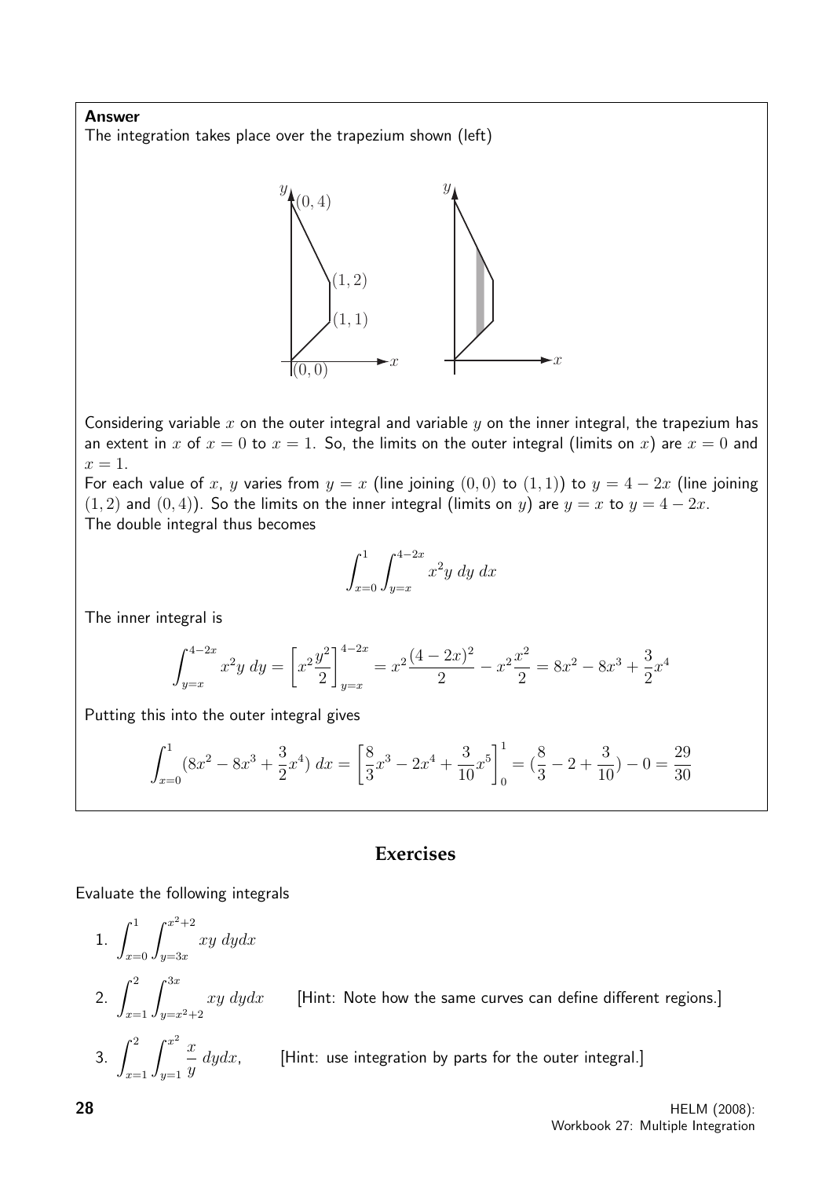**Answer**

The integration takes place over the trapezium shown (left)

Considering variable $x$ on the outer integral and variable $y$ on the inner integral, the trapezium has an extent in $x$ of $x = 0$ to $x = 1$. So, the limits on the outer integral (limits on $x$) are $x = 0$ and $x = 1$.

For each value of $x$, $y$ varies from $y = x$ (line joining $(0, 0)$ to $(1, 1)$) to $y = 4 - 2x$ (line joining $(1, 2)$ and $(0, 4)$). So the limits on the inner integral (limits on $y$) are $y = x$ to $y = 4 - 2x$.

The double integral thus becomes

$$\int_{x=0}^{1} \int_{y=x}^{4-2x} x^2 y \; dy \; dx$$

The inner integral is

$$\int_{y=x}^{4-2x} x^2 y \; dy = \left[ x^2 \frac{y^2}{2} \right]_{y=x}^{4-2x} = x^2 \frac{(4-2x)^2}{2} - x^2 \frac{x^2}{2} = 8x^2 - 8x^3 + \frac{3}{2}x^4$$

Putting this into the outer integral gives

$$\int_{x=0}^{1} (8x^2 - 8x^3 + \frac{3}{2}x^4) \; dx = \left[ \frac{8}{3}x^3 - 2x^4 + \frac{3}{10}x^5 \right]_0^1 = (\frac{8}{3} - 2 + \frac{3}{10}) - 0 = \frac{29}{30}$$

## Exercises

Evaluate the following integrals

1. $\displaystyle\int_{x=0}^{1} \int_{y=3x}^{x^2+2} xy \; dydx$

2. $\displaystyle\int_{x=1}^{2} \int_{y=x^2+2}^{3x} xy \; dydx$ [Hint: Note how the same curves can define different regions.]

3. $\displaystyle\int_{x=1}^{2} \int_{y=1}^{x^2} \frac{x}{y} \; dydx,$ [Hint: use integration by parts for the outer integral.]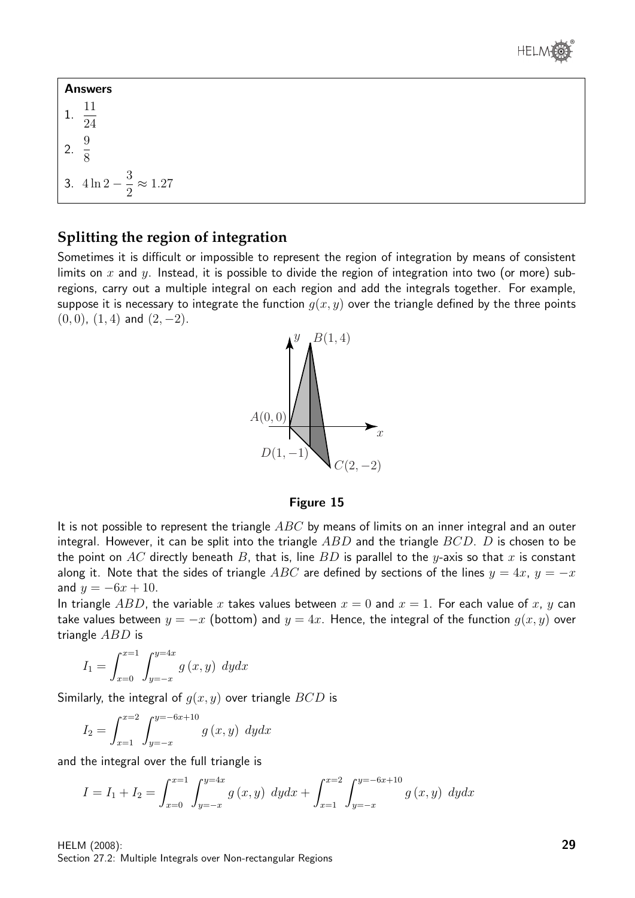**Answers**

1. $\dfrac{11}{24}$

2. $\dfrac{9}{8}$

3. $4\ln 2 - \dfrac{3}{2} \approx 1.27$

## Splitting the region of integration

Sometimes it is difficult or impossible to represent the region of integration by means of consistent limits on $x$ and $y$. Instead, it is possible to divide the region of integration into two (or more) sub-regions, carry out a multiple integral on each region and add the integrals together. For example, suppose it is necessary to integrate the function $g(x, y)$ over the triangle defined by the three points $(0, 0)$, $(1, 4)$ and $(2, -2)$.

**Figure 15**

It is not possible to represent the triangle $ABC$ by means of limits on an inner integral and an outer integral. However, it can be split into the triangle $ABD$ and the triangle $BCD$. $D$ is chosen to be the point on $AC$ directly beneath $B$, that is, line $BD$ is parallel to the $y$-axis so that $x$ is constant along it. Note that the sides of triangle $ABC$ are defined by sections of the lines $y = 4x$, $y = -x$ and $y = -6x + 10$.

In triangle $ABD$, the variable $x$ takes values between $x = 0$ and $x = 1$. For each value of $x$, $y$ can take values between $y = -x$ (bottom) and $y = 4x$. Hence, the integral of the function $g(x, y)$ over triangle $ABD$ is

$$I_1 = \int_{x=0}^{x=1} \int_{y=-x}^{y=4x} g\,(x, y)\ dydx$$

Similarly, the integral of $g(x, y)$ over triangle $BCD$ is

$$I_2 = \int_{x=1}^{x=2} \int_{y=-x}^{y=-6x+10} g\,(x, y)\ dydx$$

and the integral over the full triangle is

$$I = I_1 + I_2 = \int_{x=0}^{x=1} \int_{y=-x}^{y=4x} g\,(x, y)\ dydx + \int_{x=1}^{x=2} \int_{y=-x}^{y=-6x+10} g\,(x, y)\ dydx$$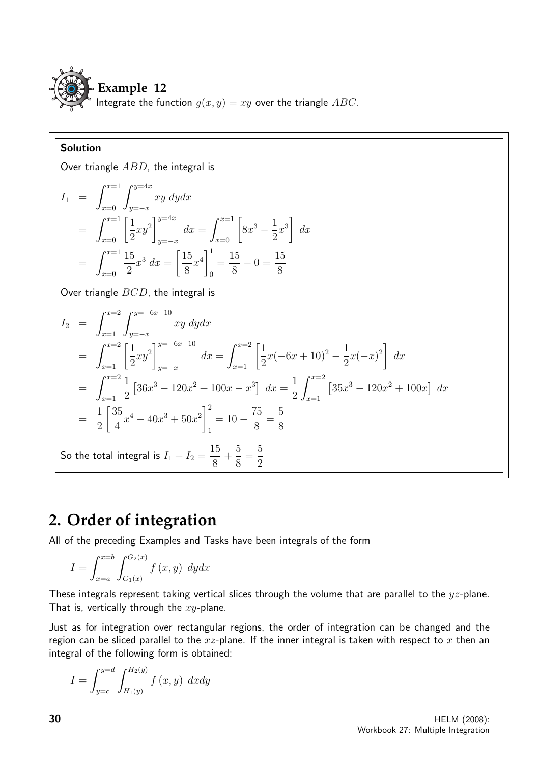**Example 12**

Integrate the function $g(x,y) = xy$ over the triangle $ABC$.

**Solution**

Over triangle $ABD$, the integral is

$$
\begin{aligned}
I_1 &= \int_{x=0}^{x=1} \int_{y=-x}^{y=4x} xy \; dydx \\
&= \int_{x=0}^{x=1} \left[ \frac{1}{2} xy^2 \right]_{y=-x}^{y=4x} \; dx = \int_{x=0}^{x=1} \left[ 8x^3 - \frac{1}{2}x^3 \right] \; dx \\
&= \int_{x=0}^{x=1} \frac{15}{2} x^3 \; dx = \left[ \frac{15}{8} x^4 \right]_0^1 = \frac{15}{8} - 0 = \frac{15}{8}
\end{aligned}
$$

Over triangle $BCD$, the integral is

$$
\begin{aligned}
I_2 &= \int_{x=1}^{x=2} \int_{y=-x}^{y=-6x+10} xy \; dydx \\
&= \int_{x=1}^{x=2} \left[ \frac{1}{2} xy^2 \right]_{y=-x}^{y=-6x+10} \; dx = \int_{x=1}^{x=2} \left[ \frac{1}{2} x(-6x+10)^2 - \frac{1}{2} x(-x)^2 \right] \; dx \\
&= \int_{x=1}^{x=2} \frac{1}{2} \left[ 36x^3 - 120x^2 + 100x - x^3 \right] \; dx = \frac{1}{2} \int_{x=1}^{x=2} \left[ 35x^3 - 120x^2 + 100x \right] \; dx \\
&= \frac{1}{2} \left[ \frac{35}{4} x^4 - 40x^3 + 50x^2 \right]_1^2 = 10 - \frac{75}{8} = \frac{5}{8}
\end{aligned}
$$

So the total integral is $I_1 + I_2 = \dfrac{15}{8} + \dfrac{5}{8} = \dfrac{5}{2}$

## 2. Order of integration

All of the preceding Examples and Tasks have been integrals of the form

$$
I = \int_{x=a}^{x=b} \int_{G_1(x)}^{G_2(x)} f(x,y) \; dydx
$$

These integrals represent taking vertical slices through the volume that are parallel to the $yz$-plane. That is, vertically through the $xy$-plane.

Just as for integration over rectangular regions, the order of integration can be changed and the region can be sliced parallel to the $xz$-plane. If the inner integral is taken with respect to $x$ then an integral of the following form is obtained:

$$
I = \int_{y=c}^{y=d} \int_{H_1(y)}^{H_2(y)} f(x,y) \; dxdy
$$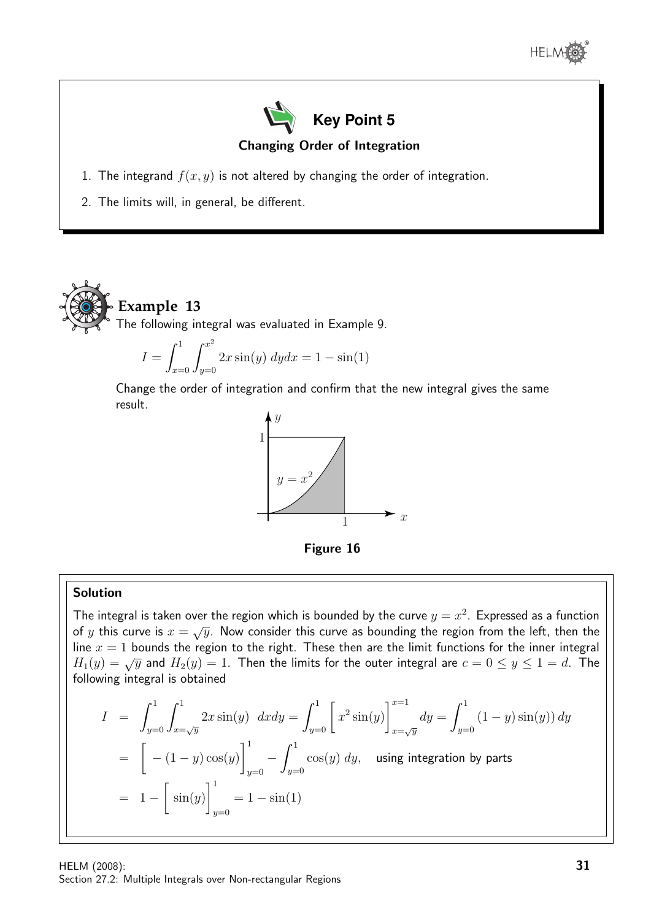## Key Point 5

**Changing Order of Integration**

1. The integrand $f(x, y)$ is not altered by changing the order of integration.
2. The limits will, in general, be different.

## Example 13

The following integral was evaluated in Example 9.

$$I = \int_{x=0}^{1} \int_{y=0}^{x^2} 2x \sin(y) \; dydx = 1 - \sin(1)$$

Change the order of integration and confirm that the new integral gives the same result.

**Figure 16**

### Solution

The integral is taken over the region which is bounded by the curve $y = x^2$. Expressed as a function of $y$ this curve is $x = \sqrt{y}$. Now consider this curve as bounding the region from the left, then the line $x = 1$ bounds the region to the right. These then are the limit functions for the inner integral $H_1(y) = \sqrt{y}$ and $H_2(y) = 1$. Then the limits for the outer integral are $c = 0 \leq y \leq 1 = d$. The following integral is obtained

$$\begin{aligned}
I &= \int_{y=0}^{1} \int_{x=\sqrt{y}}^{1} 2x \sin(y) \;\; dxdy = \int_{y=0}^{1} \left[ x^2 \sin(y) \right]_{x=\sqrt{y}}^{x=1} dy = \int_{y=0}^{1} (1-y)\sin(y))\, dy \\
&= \left[ -(1-y)\cos(y) \right]_{y=0}^{1} - \int_{y=0}^{1} \cos(y)\; dy, \quad \text{using integration by parts} \\
&= 1 - \left[ \sin(y) \right]_{y=0}^{1} = 1 - \sin(1)
\end{aligned}$$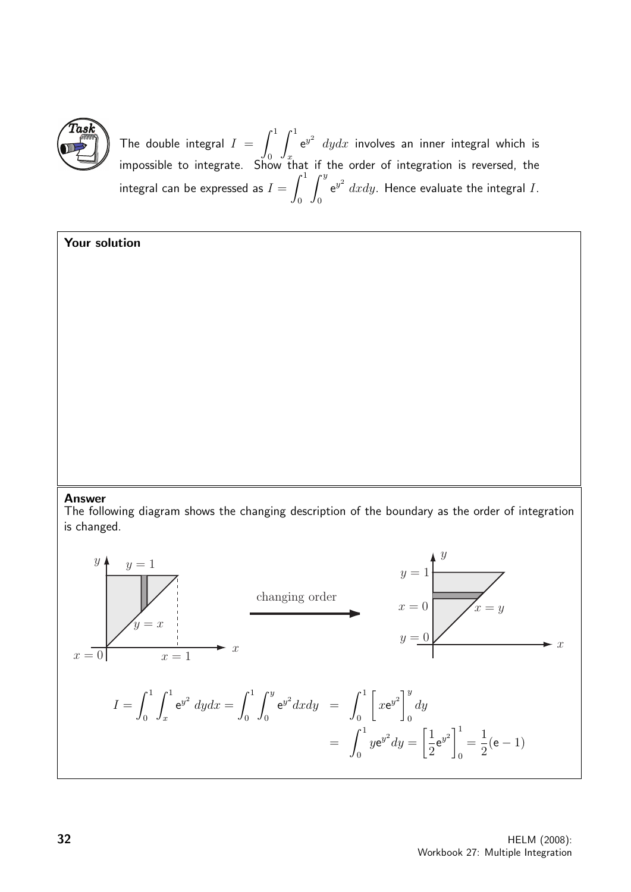**Task**

The double integral $I = \displaystyle\int_0^1 \int_x^1 e^{y^2}\ dydx$ involves an inner integral which is impossible to integrate. Show that if the order of integration is reversed, the integral can be expressed as $I = \displaystyle\int_0^1 \int_0^y e^{y^2}\ dxdy$. Hence evaluate the integral $I$.

**Your solution**

**Answer**

The following diagram shows the changing description of the boundary as the order of integration is changed.

$$I = \int_0^1 \int_x^1 e^{y^2}\ dydx = \int_0^1 \int_0^y e^{y^2} dxdy \ = \ \int_0^1 \left[ xe^{y^2} \right]_0^y dy$$

$$= \int_0^1 ye^{y^2} dy = \left[ \frac{1}{2} e^{y^2} \right]_0^1 = \frac{1}{2}(e - 1)$$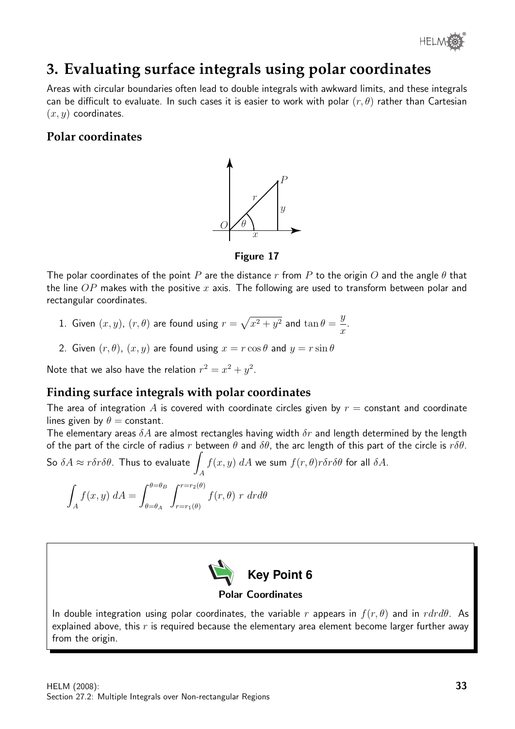# 3. Evaluating surface integrals using polar coordinates

Areas with circular boundaries often lead to double integrals with awkward limits, and these integrals can be difficult to evaluate. In such cases it is easier to work with polar $(r, \theta)$ rather than Cartesian $(x, y)$ coordinates.

## Polar coordinates

**Figure 17**

The polar coordinates of the point $P$ are the distance $r$ from $P$ to the origin $O$ and the angle $\theta$ that the line $OP$ makes with the positive $x$ axis. The following are used to transform between polar and rectangular coordinates.

1. Given $(x, y)$, $(r, \theta)$ are found using $r = \sqrt{x^2 + y^2}$ and $\tan\theta = \dfrac{y}{x}$.
2. Given $(r, \theta)$, $(x, y)$ are found using $x = r\cos\theta$ and $y = r\sin\theta$

Note that we also have the relation $r^2 = x^2 + y^2$.

## Finding surface integrals with polar coordinates

The area of integration $A$ is covered with coordinate circles given by $r =$ constant and coordinate lines given by $\theta =$ constant.

The elementary areas $\delta A$ are almost rectangles having width $\delta r$ and length determined by the length of the part of the circle of radius $r$ between $\theta$ and $\delta\theta$, the arc length of this part of the circle is $r\delta\theta$. So $\delta A \approx r\delta r\delta\theta$. Thus to evaluate $\displaystyle\int_A f(x, y)\; dA$ we sum $f(r, \theta)r\delta r\delta\theta$ for all $\delta A$.

$$\int_A f(x, y)\; dA = \int_{\theta=\theta_A}^{\theta=\theta_B} \int_{r=r_1(\theta)}^{r=r_2(\theta)} f(r, \theta)\; r\; drd\theta$$

**Key Point 6**

**Polar Coordinates**

In double integration using polar coordinates, the variable $r$ appears in $f(r, \theta)$ and in $rdrd\theta$. As explained above, this $r$ is required because the elementary area element become larger further away from the origin.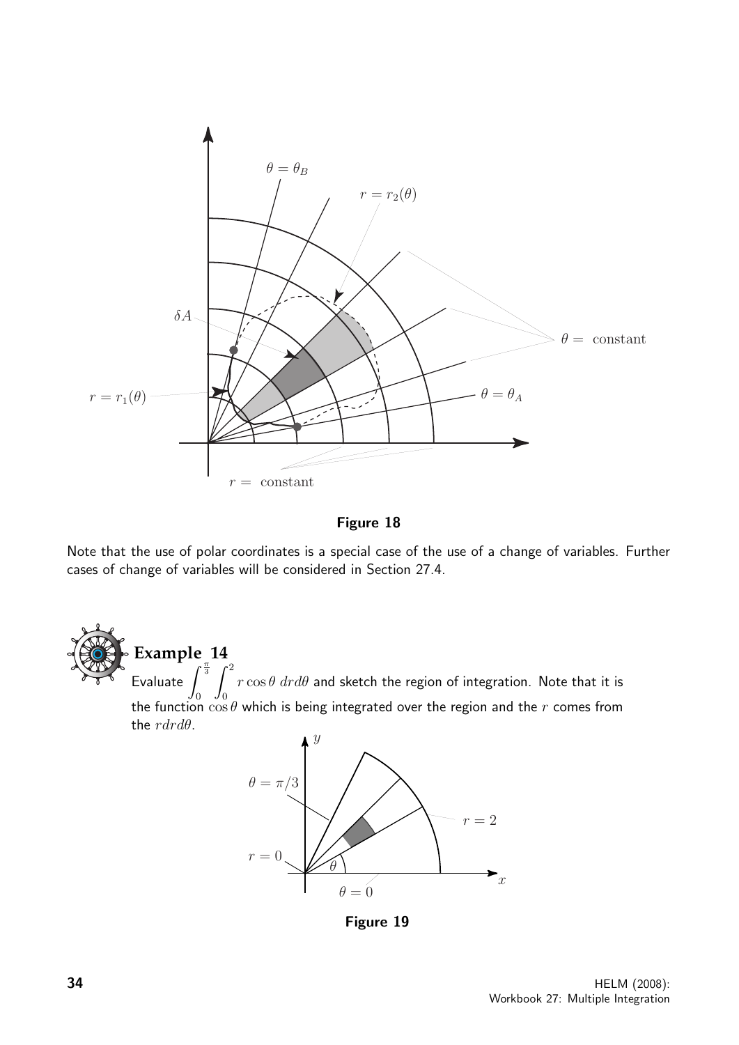Figure 18

Note that the use of polar coordinates is a special case of the use of a change of variables. Further cases of change of variables will be considered in Section 27.4.

**Example 14**

Evaluate $\int_0^{\frac{\pi}{3}} \int_0^2 r\cos\theta \; dr d\theta$ and sketch the region of integration. Note that it is the function $\cos\theta$ which is being integrated over the region and the $r$ comes from the $r dr d\theta$.

Figure 19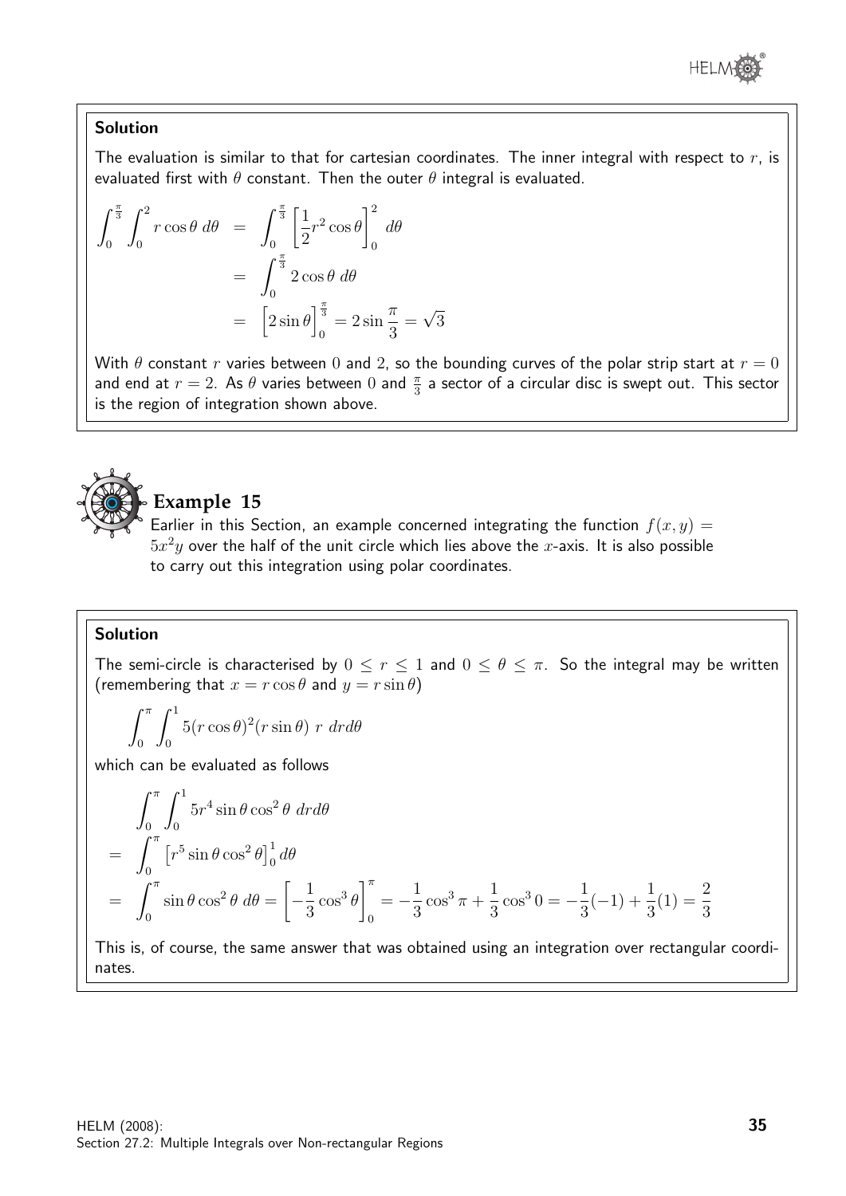**Solution**

The evaluation is similar to that for cartesian coordinates. The inner integral with respect to $r$, is evaluated first with $\theta$ constant. Then the outer $\theta$ integral is evaluated.

$$\begin{aligned}
\int_0^{\frac{\pi}{3}} \int_0^2 r\cos\theta \; d\theta &= \int_0^{\frac{\pi}{3}} \left[\frac{1}{2}r^2\cos\theta\right]_0^2 \; d\theta \\
&= \int_0^{\frac{\pi}{3}} 2\cos\theta \; d\theta \\
&= \Big[2\sin\theta\Big]_0^{\frac{\pi}{3}} = 2\sin\frac{\pi}{3} = \sqrt{3}
\end{aligned}$$

With $\theta$ constant $r$ varies between $0$ and $2$, so the bounding curves of the polar strip start at $r = 0$ and end at $r = 2$. As $\theta$ varies between $0$ and $\frac{\pi}{3}$ a sector of a circular disc is swept out. This sector is the region of integration shown above.

## Example 15

Earlier in this Section, an example concerned integrating the function $f(x, y) = 5x^2y$ over the half of the unit circle which lies above the $x$-axis. It is also possible to carry out this integration using polar coordinates.

**Solution**

The semi-circle is characterised by $0 \leq r \leq 1$ and $0 \leq \theta \leq \pi$. So the integral may be written (remembering that $x = r\cos\theta$ and $y = r\sin\theta$)

$$\int_0^{\pi} \int_0^1 5(r\cos\theta)^2(r\sin\theta)\; r\; dr d\theta$$

which can be evaluated as follows

$$\begin{aligned}
&\int_0^{\pi} \int_0^1 5r^4\sin\theta\cos^2\theta \; dr d\theta \\
=\;& \int_0^{\pi} \left[r^5\sin\theta\cos^2\theta\right]_0^1 d\theta \\
=\;& \int_0^{\pi} \sin\theta\cos^2\theta \; d\theta = \left[-\frac{1}{3}\cos^3\theta\right]_0^{\pi} = -\frac{1}{3}\cos^3\pi + \frac{1}{3}\cos^3 0 = -\frac{1}{3}(-1) + \frac{1}{3}(1) = \frac{2}{3}
\end{aligned}$$

This is, of course, the same answer that was obtained using an integration over rectangular coordinates.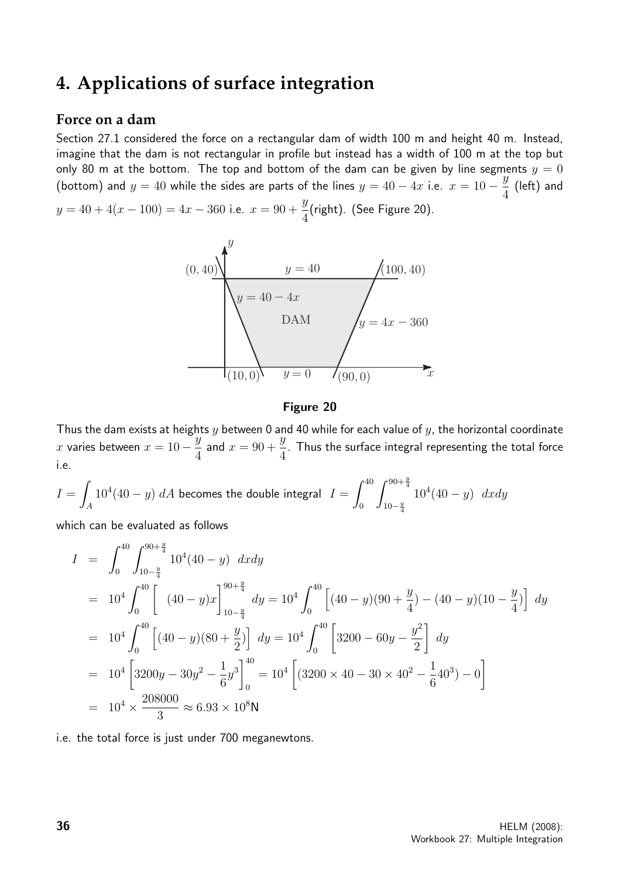# 4. Applications of surface integration

## Force on a dam

Section 27.1 considered the force on a rectangular dam of width 100 m and height 40 m. Instead, imagine that the dam is not rectangular in profile but instead has a width of 100 m at the top but only 80 m at the bottom. The top and bottom of the dam can be given by line segments $y = 0$ (bottom) and $y = 40$ while the sides are parts of the lines $y = 40 - 4x$ i.e. $x = 10 - \dfrac{y}{4}$ (left) and $y = 40 + 4(x - 100) = 4x - 360$ i.e. $x = 90 + \dfrac{y}{4}$(right). (See Figure 20).

**Figure 20**

Thus the dam exists at heights $y$ between 0 and 40 while for each value of $y$, the horizontal coordinate $x$ varies between $x = 10 - \dfrac{y}{4}$ and $x = 90 + \dfrac{y}{4}$. Thus the surface integral representing the total force i.e.

$I = \displaystyle\int_A 10^4(40 - y)\, dA$ becomes the double integral $I = \displaystyle\int_0^{40} \int_{10-\frac{y}{4}}^{90+\frac{y}{4}} 10^4(40 - y)\ \ dxdy$

which can be evaluated as follows

$$
\begin{aligned}
I &= \int_0^{40} \int_{10-\frac{y}{4}}^{90+\frac{y}{4}} 10^4(40 - y)\ \ dxdy \\
&= 10^4 \int_0^{40} \Big[\ \ (40 - y)x \Big]_{10-\frac{y}{4}}^{90+\frac{y}{4}}\ dy = 10^4 \int_0^{40} \left[(40 - y)(90 + \frac{y}{4}) - (40 - y)(10 - \frac{y}{4})\right]\ dy \\
&= 10^4 \int_0^{40} \left[(40 - y)(80 + \frac{y}{2})\right]\ dy = 10^4 \int_0^{40} \left[3200 - 60y - \frac{y^2}{2}\right]\ dy \\
&= 10^4 \left[3200y - 30y^2 - \frac{1}{6}y^3\right]_0^{40} = 10^4 \left[(3200 \times 40 - 30 \times 40^2 - \frac{1}{6}40^3) - 0\right] \\
&= 10^4 \times \frac{208000}{3} \approx 6.93 \times 10^8 \text{N}
\end{aligned}
$$

i.e. the total force is just under 700 meganewtons.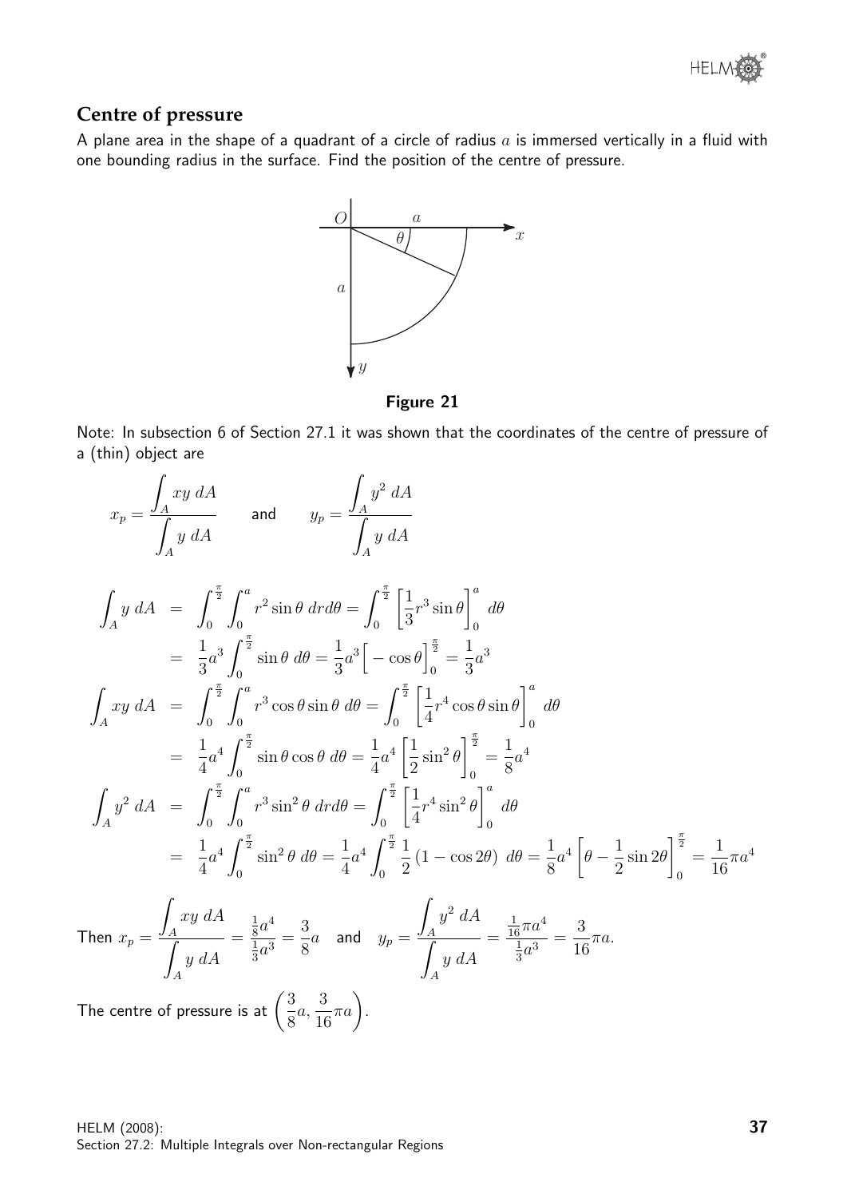## Centre of pressure

A plane area in the shape of a quadrant of a circle of radius $a$ is immersed vertically in a fluid with one bounding radius in the surface. Find the position of the centre of pressure.

**Figure 21**

Note: In subsection 6 of Section 27.1 it was shown that the coordinates of the centre of pressure of a (thin) object are

$$x_p = \frac{\displaystyle\int_A xy\ dA}{\displaystyle\int_A y\ dA} \qquad \text{and} \qquad y_p = \frac{\displaystyle\int_A y^2\ dA}{\displaystyle\int_A y\ dA}$$

$$\begin{aligned}
\int_A y\ dA &= \int_0^{\frac{\pi}{2}}\int_0^a r^2\sin\theta\ drd\theta = \int_0^{\frac{\pi}{2}}\left[\frac{1}{3}r^3\sin\theta\right]_0^a d\theta \\
&= \frac{1}{3}a^3\int_0^{\frac{\pi}{2}}\sin\theta\ d\theta = \frac{1}{3}a^3\Big[-\cos\theta\Big]_0^{\frac{\pi}{2}} = \frac{1}{3}a^3 \\
\int_A xy\ dA &= \int_0^{\frac{\pi}{2}}\int_0^a r^3\cos\theta\sin\theta\ d\theta = \int_0^{\frac{\pi}{2}}\left[\frac{1}{4}r^4\cos\theta\sin\theta\right]_0^a d\theta \\
&= \frac{1}{4}a^4\int_0^{\frac{\pi}{2}}\sin\theta\cos\theta\ d\theta = \frac{1}{4}a^4\left[\frac{1}{2}\sin^2\theta\right]_0^{\frac{\pi}{2}} = \frac{1}{8}a^4 \\
\int_A y^2\ dA &= \int_0^{\frac{\pi}{2}}\int_0^a r^3\sin^2\theta\ drd\theta = \int_0^{\frac{\pi}{2}}\left[\frac{1}{4}r^4\sin^2\theta\right]_0^a d\theta \\
&= \frac{1}{4}a^4\int_0^{\frac{\pi}{2}}\sin^2\theta\ d\theta = \frac{1}{4}a^4\int_0^{\frac{\pi}{2}}\frac{1}{2}\left(1-\cos 2\theta\right)\ d\theta = \frac{1}{8}a^4\left[\theta - \frac{1}{2}\sin 2\theta\right]_0^{\frac{\pi}{2}} = \frac{1}{16}\pi a^4
\end{aligned}$$

Then $x_p = \dfrac{\displaystyle\int_A xy\ dA}{\displaystyle\int_A y\ dA} = \dfrac{\frac{1}{8}a^4}{\frac{1}{3}a^3} = \dfrac{3}{8}a$ and $y_p = \dfrac{\displaystyle\int_A y^2\ dA}{\displaystyle\int_A y\ dA} = \dfrac{\frac{1}{16}\pi a^4}{\frac{1}{3}a^3} = \dfrac{3}{16}\pi a.$

The centre of pressure is at $\left(\dfrac{3}{8}a, \dfrac{3}{16}\pi a\right)$.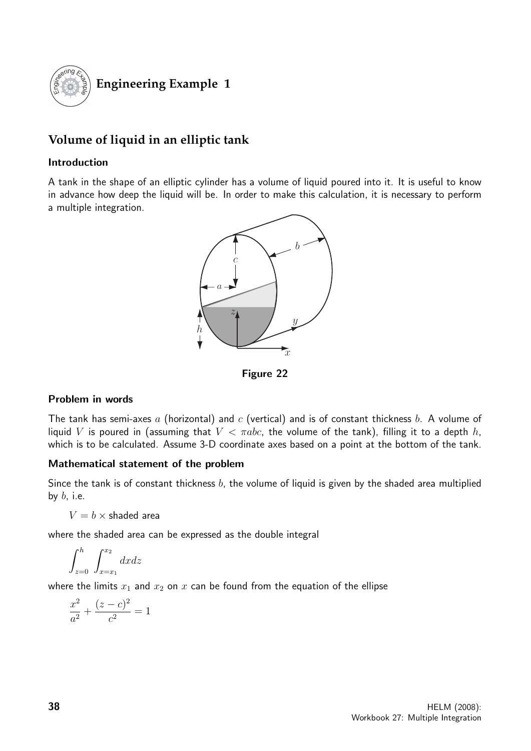## Engineering Example 1

### Volume of liquid in an elliptic tank

#### Introduction

A tank in the shape of an elliptic cylinder has a volume of liquid poured into it. It is useful to know in advance how deep the liquid will be. In order to make this calculation, it is necessary to perform a multiple integration.

Figure 22

#### Problem in words

The tank has semi-axes $a$ (horizontal) and $c$ (vertical) and is of constant thickness $b$. A volume of liquid $V$ is poured in (assuming that $V < \pi abc$, the volume of the tank), filling it to a depth $h$, which is to be calculated. Assume 3-D coordinate axes based on a point at the bottom of the tank.

#### Mathematical statement of the problem

Since the tank is of constant thickness $b$, the volume of liquid is given by the shaded area multiplied by $b$, i.e.

$V = b \times$ shaded area

where the shaded area can be expressed as the double integral

$$\int_{z=0}^{h} \int_{x=x_1}^{x_2} dx dz$$

where the limits $x_1$ and $x_2$ on $x$ can be found from the equation of the ellipse

$$\frac{x^2}{a^2} + \frac{(z-c)^2}{c^2} = 1$$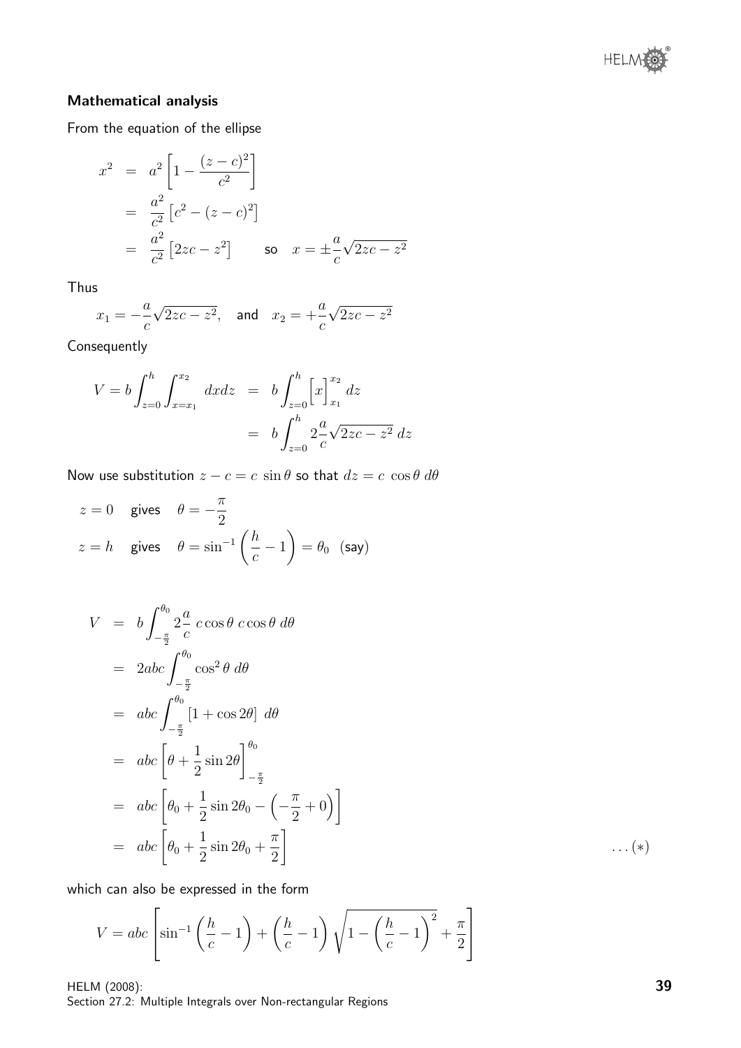**Mathematical analysis**

From the equation of the ellipse

$$\begin{aligned}
x^2 &= a^2\left[1 - \frac{(z-c)^2}{c^2}\right] \\
&= \frac{a^2}{c^2}\left[c^2 - (z-c)^2\right] \\
&= \frac{a^2}{c^2}\left[2zc - z^2\right] \qquad \text{so} \quad x = \pm\frac{a}{c}\sqrt{2zc - z^2}
\end{aligned}$$

Thus

$$x_1 = -\frac{a}{c}\sqrt{2zc - z^2}, \quad \text{and} \quad x_2 = +\frac{a}{c}\sqrt{2zc - z^2}$$

Consequently

$$\begin{aligned}
V = b\int_{z=0}^{h}\int_{x=x_1}^{x_2} dx dz &= b\int_{z=0}^{h}\Big[x\Big]_{x_1}^{x_2} dz \\
&= b\int_{z=0}^{h} 2\frac{a}{c}\sqrt{2zc - z^2}\, dz
\end{aligned}$$

Now use substitution $z - c = c\,\sin\theta$ so that $dz = c\,\cos\theta\, d\theta$

$$\begin{aligned}
z = 0 &\quad \text{gives} \quad \theta = -\frac{\pi}{2} \\
z = h &\quad \text{gives} \quad \theta = \sin^{-1}\left(\frac{h}{c} - 1\right) = \theta_0 \;\; \text{(say)}
\end{aligned}$$

$$\begin{aligned}
V &= b\int_{-\frac{\pi}{2}}^{\theta_0} 2\frac{a}{c}\, c\cos\theta\, c\cos\theta\, d\theta \\
&= 2abc\int_{-\frac{\pi}{2}}^{\theta_0}\cos^2\theta\, d\theta \\
&= abc\int_{-\frac{\pi}{2}}^{\theta_0}\left[1 + \cos 2\theta\right] d\theta \\
&= abc\left[\theta + \frac{1}{2}\sin 2\theta\right]_{-\frac{\pi}{2}}^{\theta_0} \\
&= abc\left[\theta_0 + \frac{1}{2}\sin 2\theta_0 - \left(-\frac{\pi}{2} + 0\right)\right] \\
&= abc\left[\theta_0 + \frac{1}{2}\sin 2\theta_0 + \frac{\pi}{2}\right] \qquad \ldots(*)
\end{aligned}$$

which can also be expressed in the form

$$V = abc\left[\sin^{-1}\left(\frac{h}{c} - 1\right) + \left(\frac{h}{c} - 1\right)\sqrt{1 - \left(\frac{h}{c} - 1\right)^2} + \frac{\pi}{2}\right]$$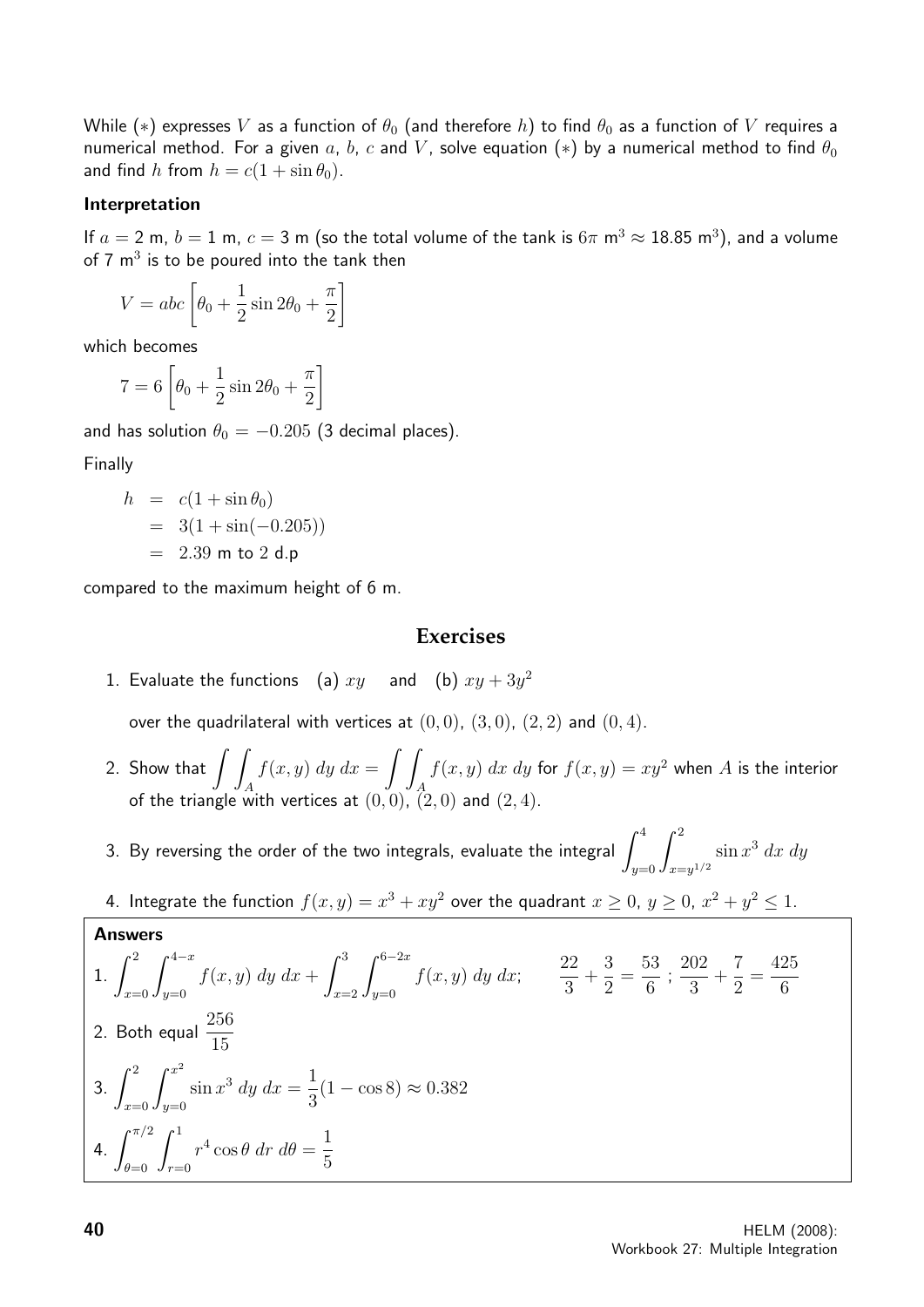While $(*)$ expresses $V$ as a function of $\theta_0$ (and therefore $h$) to find $\theta_0$ as a function of $V$ requires a numerical method. For a given $a$, $b$, $c$ and $V$, solve equation $(*)$ by a numerical method to find $\theta_0$ and find $h$ from $h = c(1 + \sin\theta_0)$.

**Interpretation**

If $a = 2$ m, $b = 1$ m, $c = 3$ m (so the total volume of the tank is $6\pi$ m$^3 \approx 18.85$ m$^3$), and a volume of 7 m$^3$ is to be poured into the tank then

$$V = abc\left[\theta_0 + \frac{1}{2}\sin 2\theta_0 + \frac{\pi}{2}\right]$$

which becomes

$$7 = 6\left[\theta_0 + \frac{1}{2}\sin 2\theta_0 + \frac{\pi}{2}\right]$$

and has solution $\theta_0 = -0.205$ (3 decimal places).

Finally

$$\begin{aligned} h &= c(1 + \sin\theta_0) \\ &= 3(1 + \sin(-0.205)) \\ &= 2.39 \text{ m to 2 d.p} \end{aligned}$$

compared to the maximum height of 6 m.

## Exercises

1. Evaluate the functions (a) $xy$ and (b) $xy + 3y^2$

   over the quadrilateral with vertices at $(0,0)$, $(3,0)$, $(2,2)$ and $(0,4)$.

2. Show that $\displaystyle\int\int_A f(x,y)\,dy\,dx = \int\int_A f(x,y)\,dx\,dy$ for $f(x,y) = xy^2$ when $A$ is the interior of the triangle with vertices at $(0,0)$, $(2,0)$ and $(2,4)$.

3. By reversing the order of the two integrals, evaluate the integral $\displaystyle\int_{y=0}^{4}\int_{x=y^{1/2}}^{2} \sin x^3\,dx\,dy$

4. Integrate the function $f(x,y) = x^3 + xy^2$ over the quadrant $x \geq 0$, $y \geq 0$, $x^2 + y^2 \leq 1$.

**Answers**

1. $\displaystyle\int_{x=0}^{2}\int_{y=0}^{4-x} f(x,y)\,dy\,dx + \int_{x=2}^{3}\int_{y=0}^{6-2x} f(x,y)\,dy\,dx;$ $\qquad \dfrac{22}{3} + \dfrac{3}{2} = \dfrac{53}{6}$ ; $\dfrac{202}{3} + \dfrac{7}{2} = \dfrac{425}{6}$

2. Both equal $\dfrac{256}{15}$

3. $\displaystyle\int_{x=0}^{2}\int_{y=0}^{x^2} \sin x^3\,dy\,dx = \frac{1}{3}(1 - \cos 8) \approx 0.382$

4. $\displaystyle\int_{\theta=0}^{\pi/2}\int_{r=0}^{1} r^4\cos\theta\,dr\,d\theta = \frac{1}{5}$